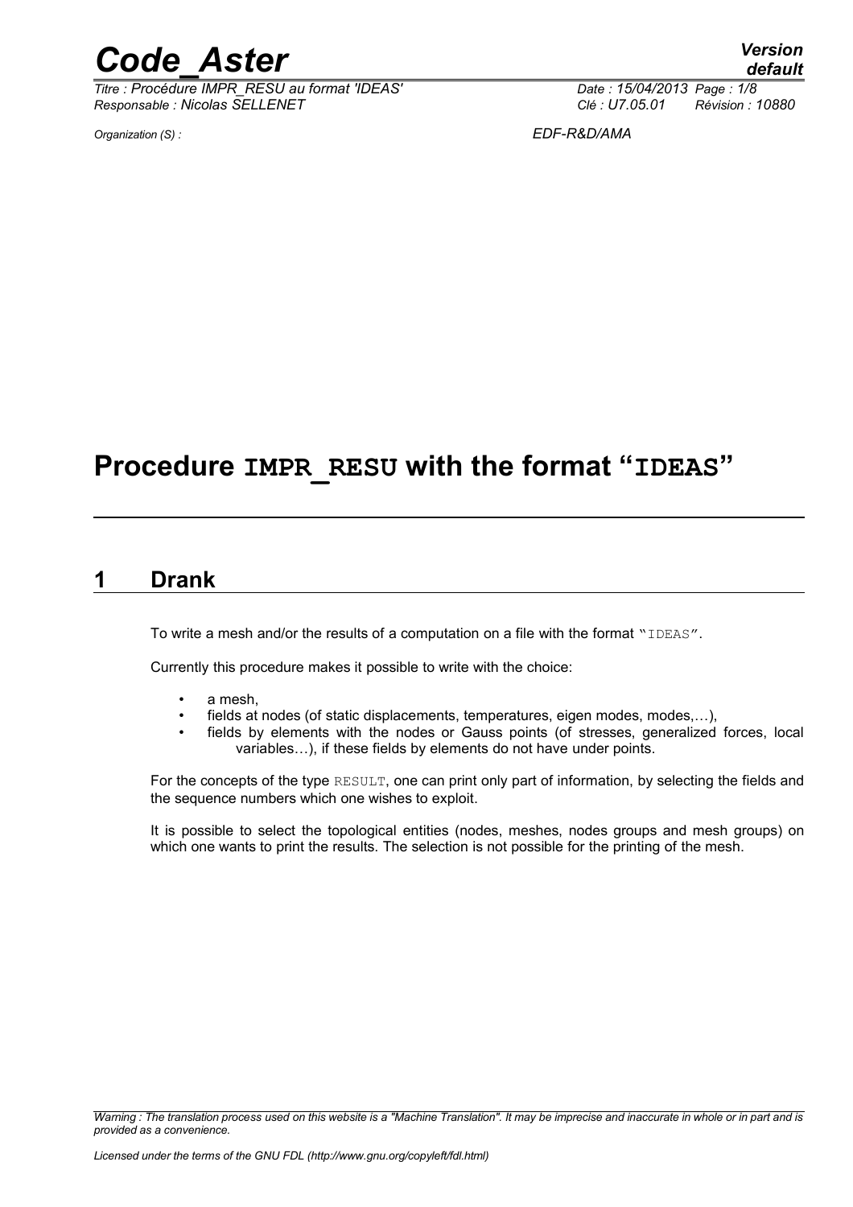# Procedure IMPR_RESU with the format "IDEAS"

## 1 Drank

To write a mesh and/or the results of a computation on a file with the format "IDEAS".

Currently this procedure makes it possible to write with the choice:

- a mesh,
- fields at nodes (of static displacements, temperatures, eigen modes, modes,…),
- fields by elements with the nodes or Gauss points (of stresses, generalized forces, local variables…), if these fields by elements do not have under points.

For the concepts of the type RESULT, one can print only part of information, by selecting the fields and the sequence numbers which one wishes to exploit.

It is possible to select the topological entities (nodes, meshes, nodes groups and mesh groups) on which one wants to print the results. The selection is not possible for the printing of the mesh.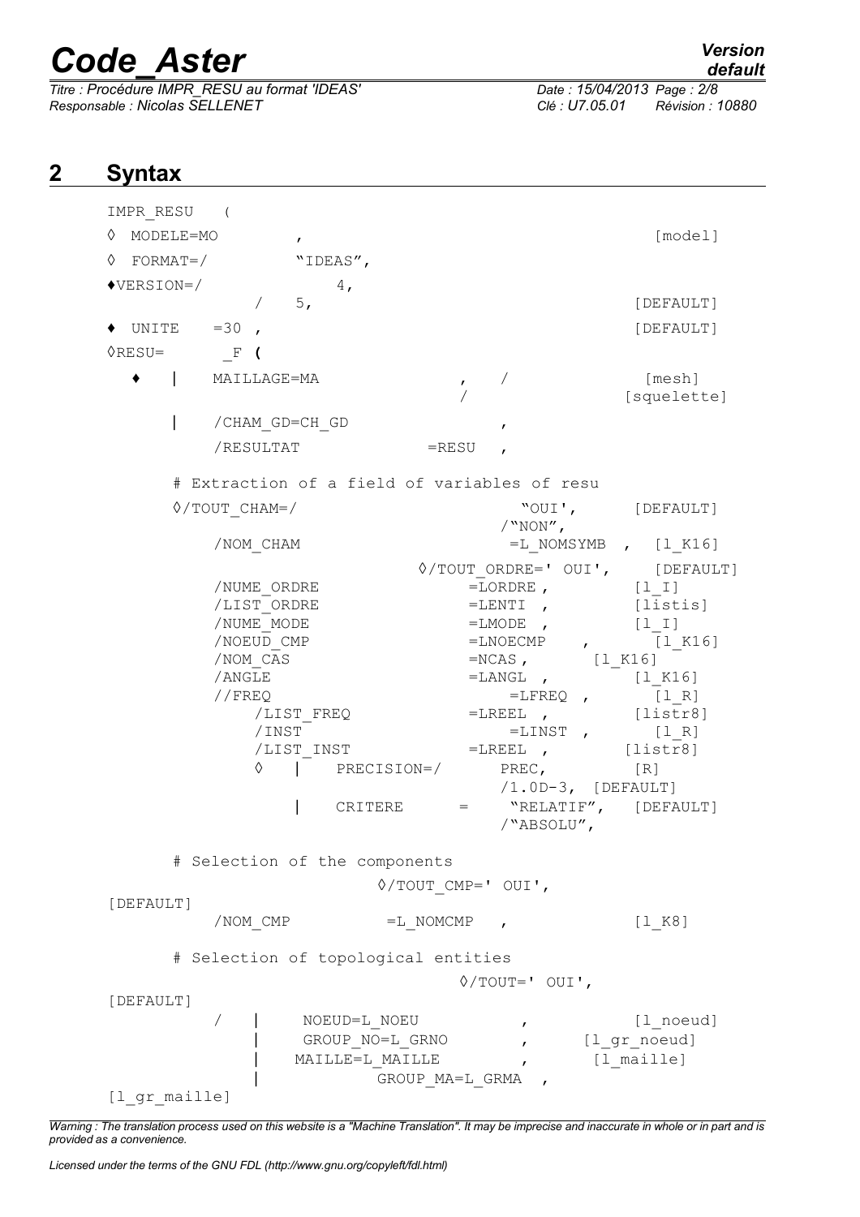## 2 Syntax

```
IMPR_RESU   (
◊  MODELE=MO         ,                                    [model]
◊  FORMAT=/          "IDEAS",
♦VERSION=/               4,
            /   5,                                        [DEFAULT]
♦  UNITE   =30 ,                                          [DEFAULT]
◊RESU=       _F (
  ♦   |    MAILLAGE=MA               ,   /                [mesh]
                                     /                 [squelette]
      |    /CHAM_GD=CH_GD                ,
           /RESULTAT              =RESU  ,

      # Extraction of a field of variables of resu
      ◊/TOUT_CHAM=/                      "OUI',      [DEFAULT]
                                       /"NON",
           /NOM_CHAM                    =L_NOMSYMB  ,  [l_K16]
                                ◊/TOUT_ORDRE=' OUI',      [DEFAULT]
           /NUME_ORDRE                =LORDRE ,         [l_I]
           /LIST_ORDRE                =LENTI  ,         [listis]
           /NUME_MODE                 =LMODE  ,         [l_I]
           /NOEUD_CMP                 =LNOECMP    ,       [l_K16]
           /NOM_CAS                   =NCAS ,       [l_K16]
           /ANGLE                     =LANGL  ,         [l_K16]
           //FREQ                        =LFREQ  ,        [l_R]
                /LIST_FREQ            =LREEL  ,         [listr8]
                /INST                    =LINST  ,        [l_R]
                /LIST_INST            =LREEL  ,        [listr8]
                ◊    |    PRECISION=/      PREC,          [R]
                                        /1.0D-3,  [DEFAULT]
                     |    CRITERE      =    "RELATIF",   [DEFAULT]
                                            /"ABSOLU",

      # Selection of the components
                           ◊/TOUT_CMP=' OUI',
[DEFAULT]
           /NOM_CMP           =L_NOMCMP   ,               [l_K8]

      # Selection of topological entities
                                          ◊/TOUT=' OUI',
[DEFAULT]
           /   |     NOEUD=L_NOEU           ,            [l_noeud]
               |     GROUP_NO=L_GRNO        ,       [l_gr_noeud]
               |    MAILLE=L_MAILLE         ,        [l_maille]
               |             GROUP_MA=L_GRMA   ,
[l_gr_maille]
```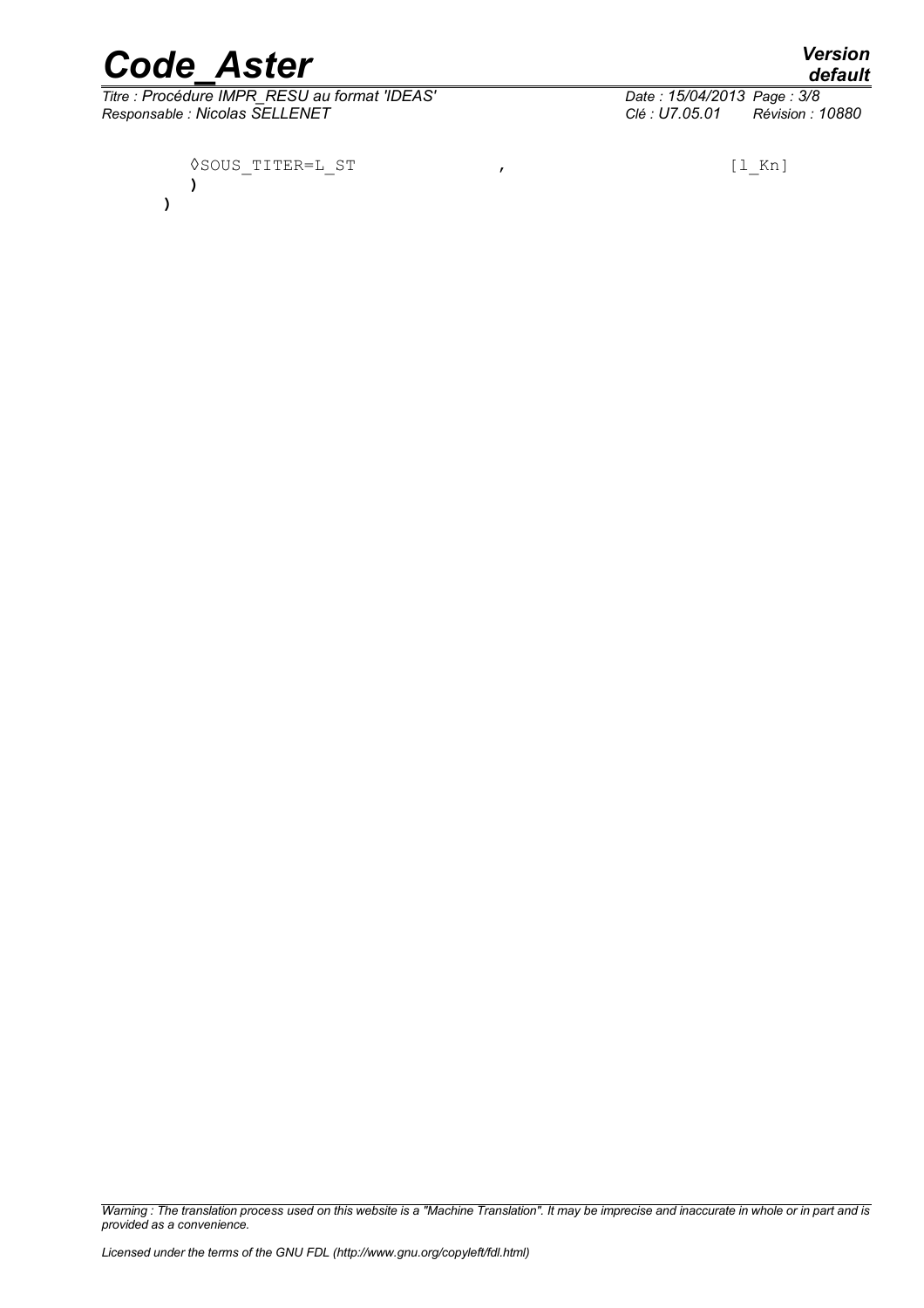```
◊SOUS_TITER=L_ST                    ,                    [l_Kn]
)
)
```

*Warning : The translation process used on this website is a "Machine Translation". It may be imprecise and inaccurate in whole or in part and is provided as a convenience.*

*Licensed under the terms of the GNU FDL (http://www.gnu.org/copyleft/fdl.html)*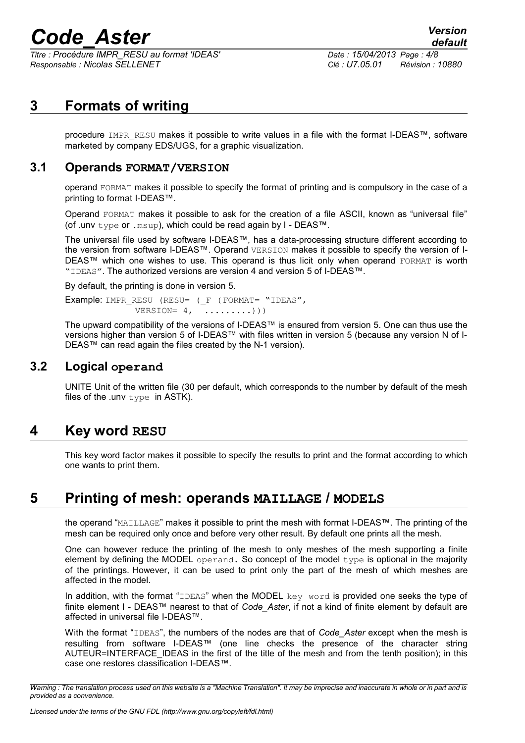# 3 Formats of writing

procedure IMPR_RESU makes it possible to write values in a file with the format I-DEAS™, software marketed by company EDS/UGS, for a graphic visualization.

## 3.1 Operands FORMAT/VERSION

operand FORMAT makes it possible to specify the format of printing and is compulsory in the case of a printing to format I-DEAS™.

Operand FORMAT makes it possible to ask for the creation of a file ASCII, known as "universal file" (of .unv type or .msup), which could be read again by I - DEAS™.

The universal file used by software I-DEAS™, has a data-processing structure different according to the version from software I-DEAS™. Operand VERSION makes it possible to specify the version of I-DEAS™ which one wishes to use. This operand is thus licit only when operand FORMAT is worth "IDEAS". The authorized versions are version 4 and version 5 of I-DEAS™.

By default, the printing is done in version 5.

Example:
```
IMPR_RESU (RESU= (_F (FORMAT= "IDEAS",
          VERSION= 4,  .........)))
```

The upward compatibility of the versions of I-DEAS™ is ensured from version 5. One can thus use the versions higher than version 5 of I-DEAS™ with files written in version 5 (because any version N of I-DEAS™ can read again the files created by the N-1 version).

## 3.2 Logical operand

UNITE Unit of the written file (30 per default, which corresponds to the number by default of the mesh files of the .unv type in ASTK).

# 4 Key word RESU

This key word factor makes it possible to specify the results to print and the format according to which one wants to print them.

# 5 Printing of mesh: operands MAILLAGE / MODELS

the operand "MAILLAGE" makes it possible to print the mesh with format I-DEAS™. The printing of the mesh can be required only once and before very other result. By default one prints all the mesh.

One can however reduce the printing of the mesh to only meshes of the mesh supporting a finite element by defining the MODEL operand. So concept of the model type is optional in the majority of the printings. However, it can be used to print only the part of the mesh of which meshes are affected in the model.

In addition, with the format "IDEAS" when the MODEL key word is provided one seeks the type of finite element I - DEAS™ nearest to that of *Code_Aster*, if not a kind of finite element by default are affected in universal file I-DEAS™.

With the format "IDEAS", the numbers of the nodes are that of *Code_Aster* except when the mesh is resulting from software I-DEAS™ (one line checks the presence of the character string AUTEUR=INTERFACE_IDEAS in the first of the title of the mesh and from the tenth position); in this case one restores classification I-DEAS™.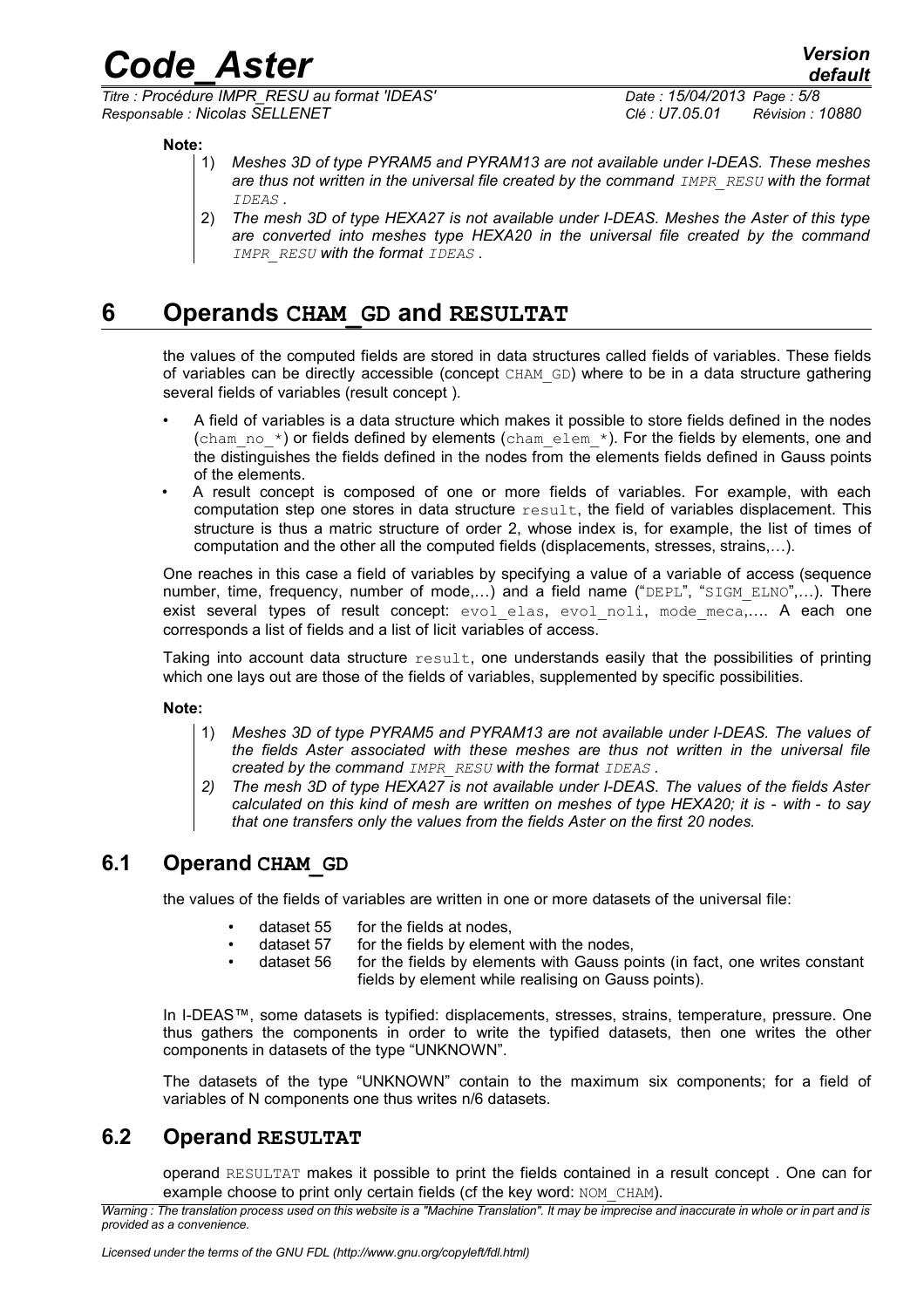**Note:**

1) *Meshes 3D of type PYRAM5 and PYRAM13 are not available under I-DEAS. These meshes are thus not written in the universal file created by the command `IMPR_RESU` with the format `IDEAS`.*
2) *The mesh 3D of type HEXA27 is not available under I-DEAS. Meshes the Aster of this type are converted into meshes type HEXA20 in the universal file created by the command `IMPR_RESU` with the format `IDEAS`.*

# 6 Operands CHAM_GD and RESULTAT

the values of the computed fields are stored in data structures called fields of variables. These fields of variables can be directly accessible (concept `CHAM_GD`) where to be in a data structure gathering several fields of variables (result concept ).

- A field of variables is a data structure which makes it possible to store fields defined in the nodes (`cham_no_*`) or fields defined by elements (`cham_elem_*`). For the fields by elements, one and the distinguishes the fields defined in the nodes from the elements fields defined in Gauss points of the elements.
- A result concept is composed of one or more fields of variables. For example, with each computation step one stores in data structure `result`, the field of variables displacement. This structure is thus a matric structure of order 2, whose index is, for example, the list of times of computation and the other all the computed fields (displacements, stresses, strains,…).

One reaches in this case a field of variables by specifying a value of a variable of access (sequence number, time, frequency, number of mode,…) and a field name ("`DEPL`", "`SIGM_ELNO`",…). There exist several types of result concept: `evol_elas`, `evol_noli`, `mode_meca`,…. A each one corresponds a list of fields and a list of licit variables of access.

Taking into account data structure `result`, one understands easily that the possibilities of printing which one lays out are those of the fields of variables, supplemented by specific possibilities.

**Note:**

1) *Meshes 3D of type PYRAM5 and PYRAM13 are not available under I-DEAS. The values of the fields Aster associated with these meshes are thus not written in the universal file created by the command `IMPR_RESU` with the format `IDEAS`.*
2) *The mesh 3D of type HEXA27 is not available under I-DEAS. The values of the fields Aster calculated on this kind of mesh are written on meshes of type HEXA20; it is - with - to say that one transfers only the values from the fields Aster on the first 20 nodes.*

## 6.1 Operand CHAM_GD

the values of the fields of variables are written in one or more datasets of the universal file:

- dataset 55 for the fields at nodes,
- dataset 57 for the fields by element with the nodes,
- dataset 56 for the fields by elements with Gauss points (in fact, one writes constant fields by element while realising on Gauss points).

In I-DEAS™, some datasets is typified: displacements, stresses, strains, temperature, pressure. One thus gathers the components in order to write the typified datasets, then one writes the other components in datasets of the type "UNKNOWN".

The datasets of the type "UNKNOWN" contain to the maximum six components; for a field of variables of N components one thus writes n/6 datasets.

## 6.2 Operand RESULTAT

operand `RESULTAT` makes it possible to print the fields contained in a result concept . One can for example choose to print only certain fields (cf the key word: `NOM_CHAM`).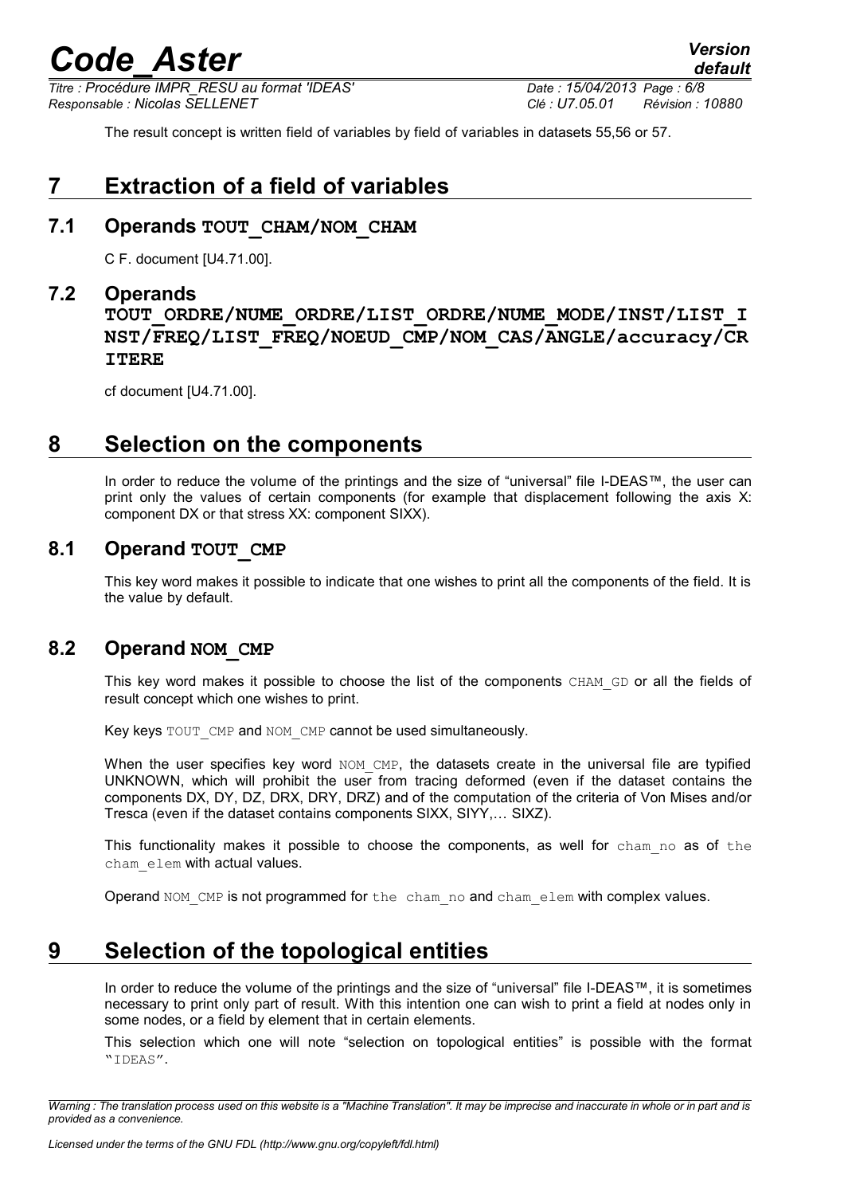The result concept is written field of variables by field of variables in datasets 55,56 or 57.

# 7 Extraction of a field of variables

## 7.1 Operands TOUT_CHAM/NOM_CHAM

C F. document [U4.71.00].

## 7.2 Operands TOUT_ORDRE/NUME_ORDRE/LIST_ORDRE/NUME_MODE/INST/LIST_INST/FREQ/LIST_FREQ/NOEUD_CMP/NOM_CAS/ANGLE/accuracy/CRITERE

cf document [U4.71.00].

# 8 Selection on the components

In order to reduce the volume of the printings and the size of "universal" file I-DEAS™, the user can print only the values of certain components (for example that displacement following the axis X: component DX or that stress XX: component SIXX).

## 8.1 Operand TOUT_CMP

This key word makes it possible to indicate that one wishes to print all the components of the field. It is the value by default.

## 8.2 Operand NOM_CMP

This key word makes it possible to choose the list of the components CHAM_GD or all the fields of result concept which one wishes to print.

Key keys TOUT_CMP and NOM_CMP cannot be used simultaneously.

When the user specifies key word NOM_CMP, the datasets create in the universal file are typified UNKNOWN, which will prohibit the user from tracing deformed (even if the dataset contains the components DX, DY, DZ, DRX, DRY, DRZ) and of the computation of the criteria of Von Mises and/or Tresca (even if the dataset contains components SIXX, SIYY,… SIXZ).

This functionality makes it possible to choose the components, as well for cham_no as of the cham_elem with actual values.

Operand NOM_CMP is not programmed for the cham_no and cham_elem with complex values.

# 9 Selection of the topological entities

In order to reduce the volume of the printings and the size of "universal" file I-DEAS™, it is sometimes necessary to print only part of result. With this intention one can wish to print a field at nodes only in some nodes, or a field by element that in certain elements.

This selection which one will note "selection on topological entities" is possible with the format "IDEAS".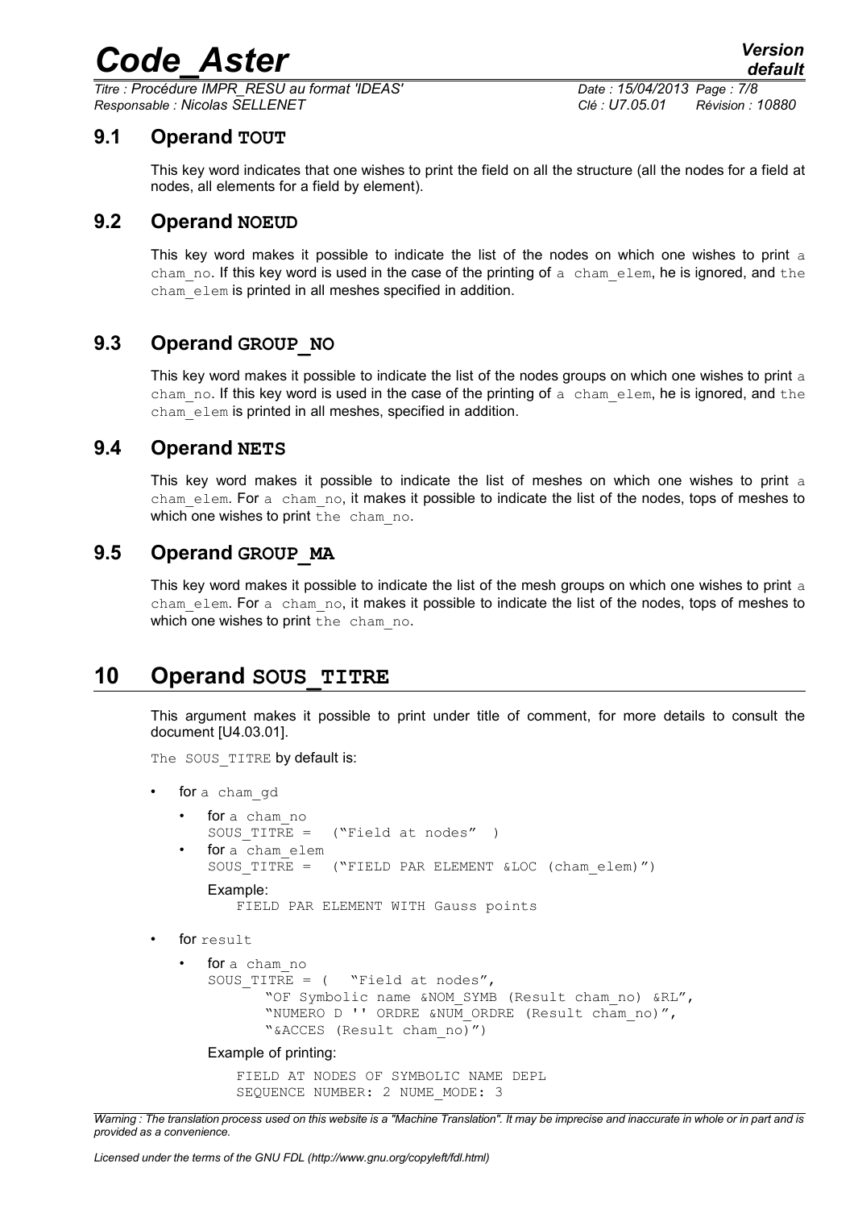## 9.1 Operand TOUT

This key word indicates that one wishes to print the field on all the structure (all the nodes for a field at nodes, all elements for a field by element).

## 9.2 Operand NOEUD

This key word makes it possible to indicate the list of the nodes on which one wishes to print a cham_no. If this key word is used in the case of the printing of a cham_elem, he is ignored, and the cham_elem is printed in all meshes specified in addition.

## 9.3 Operand GROUP_NO

This key word makes it possible to indicate the list of the nodes groups on which one wishes to print a cham_no. If this key word is used in the case of the printing of a cham_elem, he is ignored, and the cham_elem is printed in all meshes, specified in addition.

## 9.4 Operand NETS

This key word makes it possible to indicate the list of meshes on which one wishes to print a cham_elem. For a cham_no, it makes it possible to indicate the list of the nodes, tops of meshes to which one wishes to print the cham_no.

## 9.5 Operand GROUP_MA

This key word makes it possible to indicate the list of the mesh groups on which one wishes to print a cham_elem. For a cham_no, it makes it possible to indicate the list of the nodes, tops of meshes to which one wishes to print the cham_no.

# 10 Operand SOUS_TITRE

This argument makes it possible to print under title of comment, for more details to consult the document [U4.03.01].

The SOUS_TITRE by default is:

- for a cham_gd
  - for a cham_no
    ```
    SOUS_TITRE =  ("Field at nodes"  )
    ```
  - for a cham_elem
    ```
    SOUS_TITRE =  ("FIELD PAR ELEMENT &LOC (cham_elem)")
    ```
    Example:
    ```
    FIELD PAR ELEMENT WITH Gauss points
    ```
- for result
  - for a cham_no
    ```
    SOUS_TITRE = (  "Field at nodes",
          "OF Symbolic name &NOM_SYMB (Result cham_no) &RL",
          "NUMERO D '' ORDRE &NUM_ORDRE (Result cham_no)",
          "&ACCES (Result cham_no)")
    ```
    Example of printing:
    ```
    FIELD AT NODES OF SYMBOLIC NAME DEPL
    SEQUENCE NUMBER: 2 NUME_MODE: 3
    ```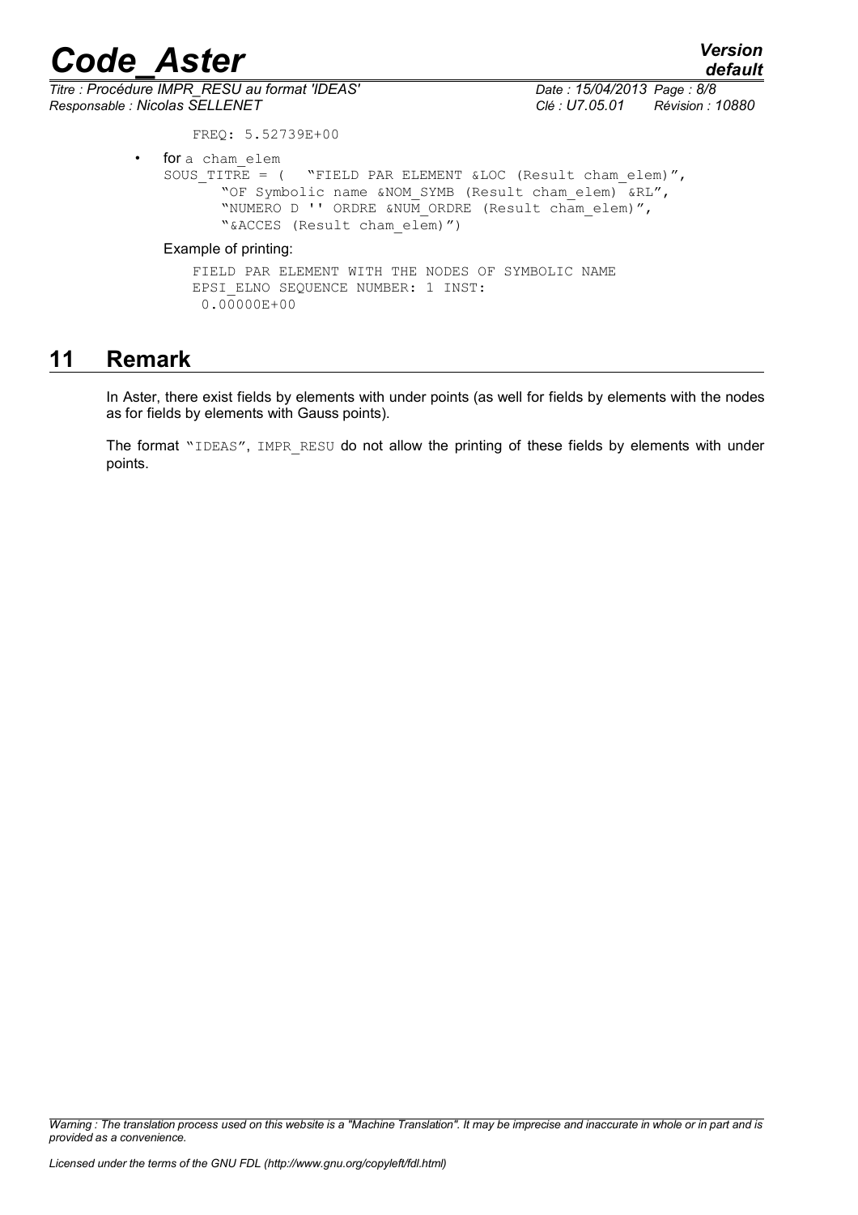```
FREQ: 5.52739E+00
```

- for a cham_elem

```
SOUS_TITRE = (  "FIELD PAR ELEMENT &LOC (Result cham_elem)",
      "OF Symbolic name &NOM_SYMB (Result cham_elem) &RL",
      "NUMERO D '' ORDRE &NUM_ORDRE (Result cham_elem)",
      "&ACCES (Result cham_elem)")
```

Example of printing:

```
FIELD PAR ELEMENT WITH THE NODES OF SYMBOLIC NAME
EPSI_ELNO SEQUENCE NUMBER: 1 INST:
 0.00000E+00
```

# 11 Remark

In Aster, there exist fields by elements with under points (as well for fields by elements with the nodes as for fields by elements with Gauss points).

The format "IDEAS", IMPR_RESU do not allow the printing of these fields by elements with under points.